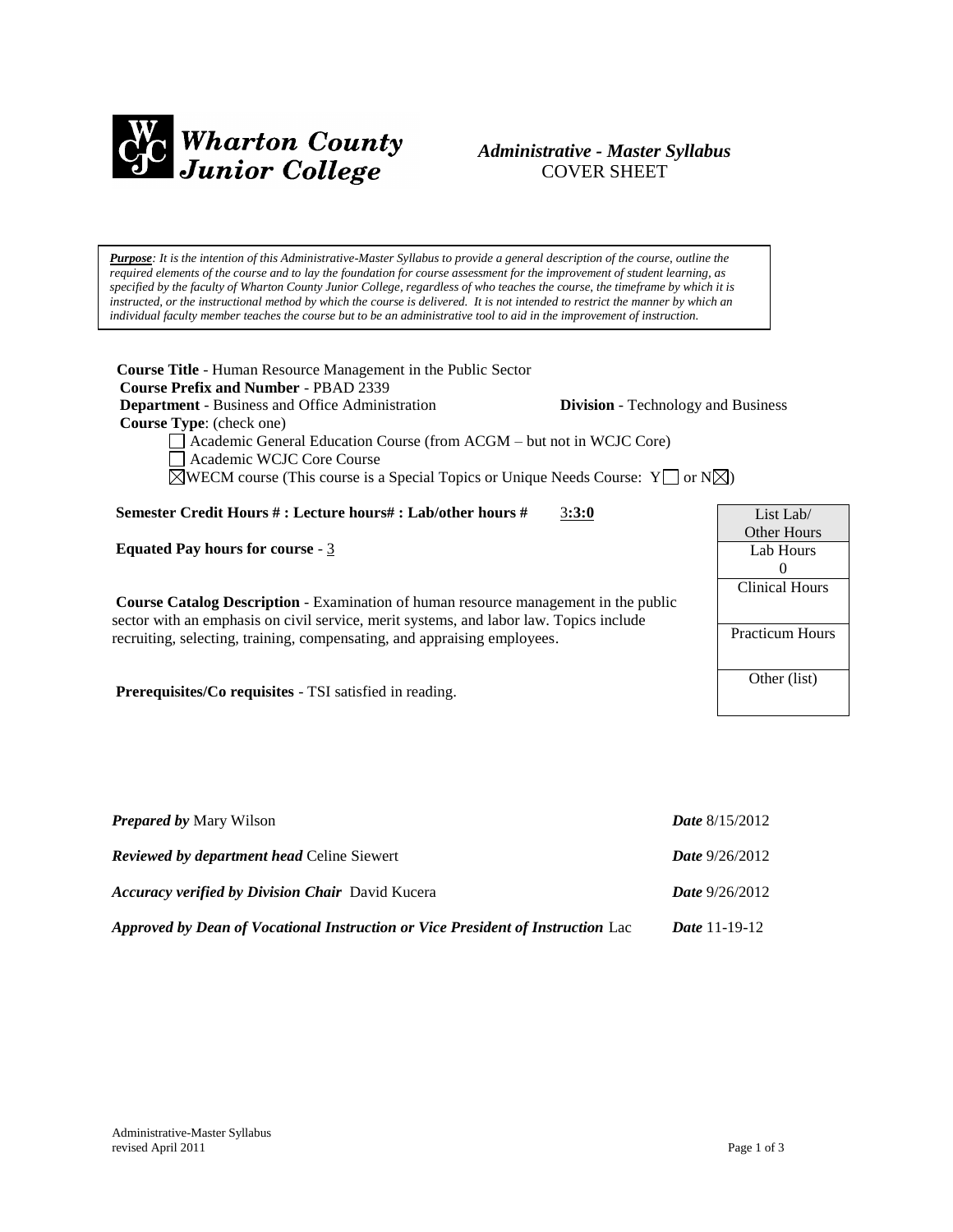**Wharton County Junior College**

***Administrative - Master Syllabus***
COVER SHEET

***Purpose****: It is the intention of this Administrative-Master Syllabus to provide a general description of the course, outline the required elements of the course and to lay the foundation for course assessment for the improvement of student learning, as specified by the faculty of Wharton County Junior College, regardless of who teaches the course, the timeframe by which it is instructed, or the instructional method by which the course is delivered. It is not intended to restrict the manner by which an individual faculty member teaches the course but to be an administrative tool to aid in the improvement of instruction.*

**Course Title** - Human Resource Management in the Public Sector
**Course Prefix and Number** - PBAD 2339
**Department** - Business and Office Administration **Division** - Technology and Business
**Course Type**: (check one)

- ☐ Academic General Education Course (from ACGM – but not in WCJC Core)
- ☐ Academic WCJC Core Course
- ☒ WECM course (This course is a Special Topics or Unique Needs Course: Y☐ or N☒)

**Semester Credit Hours # : Lecture hours# : Lab/other hours #** 3**:3:0**

**Equated Pay hours for course** - 3

**Course Catalog Description** - Examination of human resource management in the public sector with an emphasis on civil service, merit systems, and labor law. Topics include recruiting, selecting, training, compensating, and appraising employees.

**Prerequisites/Co requisites** - TSI satisfied in reading.

| List Lab/ Other Hours |
| --- |
| Lab Hours 0 |
| Clinical Hours |
| Practicum Hours |
| Other (list) |

***Prepared by*** Mary Wilson ***Date*** 8/15/2012

***Reviewed by department head*** Celine Siewert ***Date*** 9/26/2012

***Accuracy verified by Division Chair*** David Kucera ***Date*** 9/26/2012

***Approved by Dean of Vocational Instruction or Vice President of Instruction*** Lac ***Date*** 11-19-12

Administrative-Master Syllabus
revised April 2011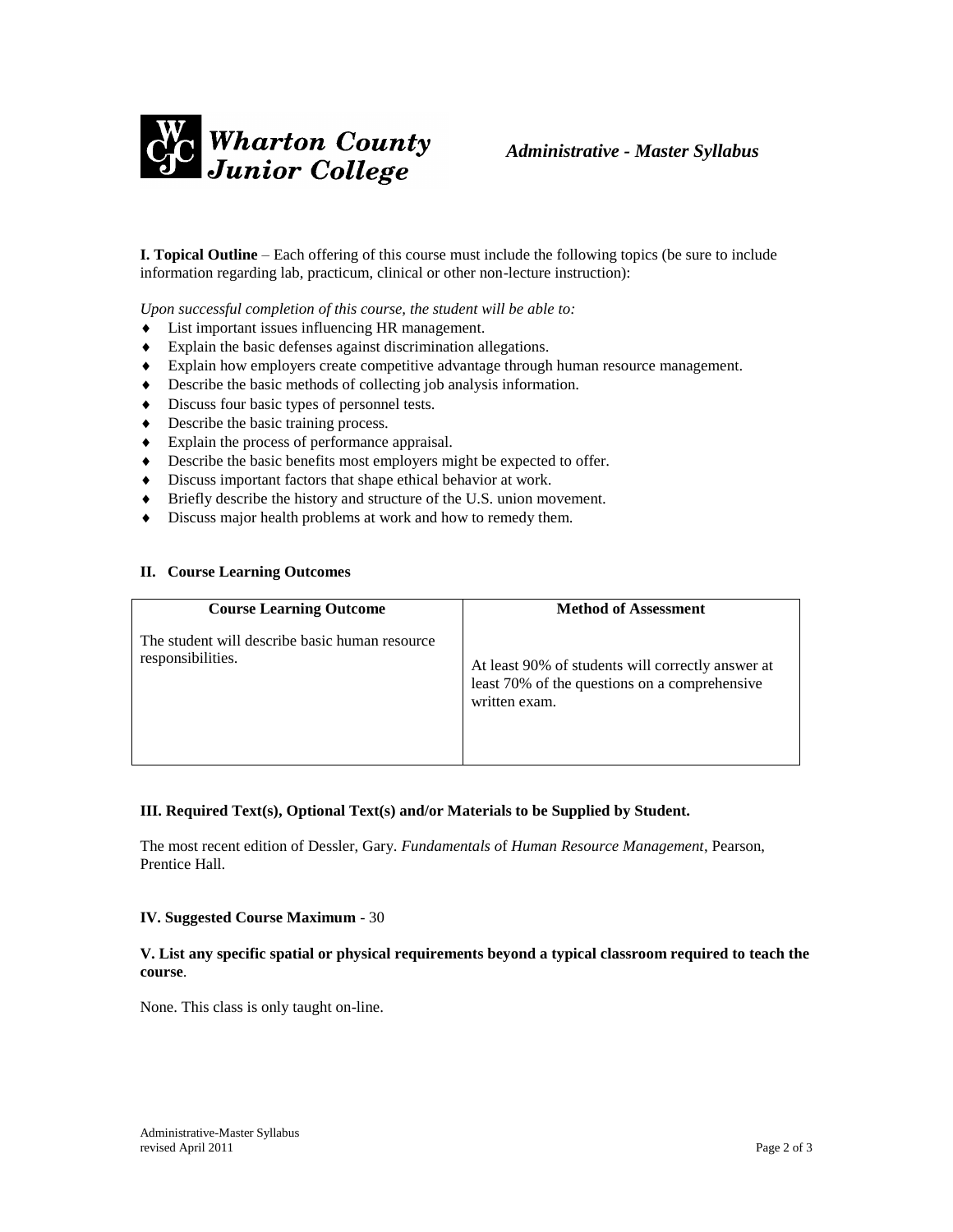**I. Topical Outline** – Each offering of this course must include the following topics (be sure to include information regarding lab, practicum, clinical or other non-lecture instruction):

*Upon successful completion of this course, the student will be able to:*

- List important issues influencing HR management.
- Explain the basic defenses against discrimination allegations.
- Explain how employers create competitive advantage through human resource management.
- Describe the basic methods of collecting job analysis information.
- Discuss four basic types of personnel tests.
- Describe the basic training process.
- Explain the process of performance appraisal.
- Describe the basic benefits most employers might be expected to offer.
- Discuss important factors that shape ethical behavior at work.
- Briefly describe the history and structure of the U.S. union movement.
- Discuss major health problems at work and how to remedy them.

**II. Course Learning Outcomes**

| Course Learning Outcome | Method of Assessment |
|---|---|
| The student will describe basic human resource responsibilities. | At least 90% of students will correctly answer at least 70% of the questions on a comprehensive written exam. |

**III. Required Text(s), Optional Text(s) and/or Materials to be Supplied by Student.**

The most recent edition of Dessler, Gary. *Fundamentals of Human Resource Management*, Pearson, Prentice Hall.

**IV. Suggested Course Maximum** - 30

**V. List any specific spatial or physical requirements beyond a typical classroom required to teach the course**.

None. This class is only taught on-line.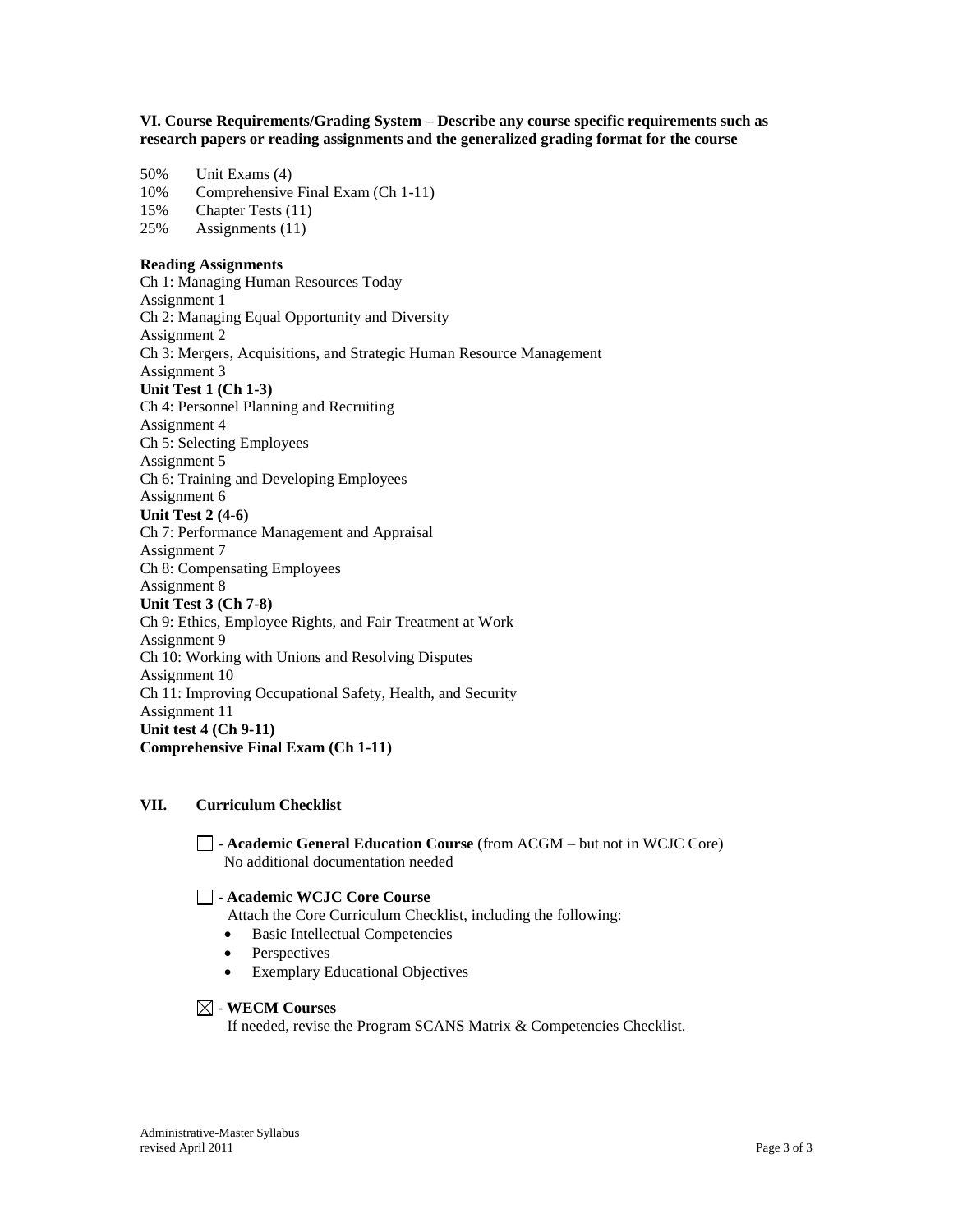**VI. Course Requirements/Grading System – Describe any course specific requirements such as research papers or reading assignments and the generalized grading format for the course**

50% Unit Exams (4)
10% Comprehensive Final Exam (Ch 1-11)
15% Chapter Tests (11)
25% Assignments (11)

**Reading Assignments**

Ch 1: Managing Human Resources Today
Assignment 1
Ch 2: Managing Equal Opportunity and Diversity
Assignment 2
Ch 3: Mergers, Acquisitions, and Strategic Human Resource Management
Assignment 3
**Unit Test 1 (Ch 1-3)**
Ch 4: Personnel Planning and Recruiting
Assignment 4
Ch 5: Selecting Employees
Assignment 5
Ch 6: Training and Developing Employees
Assignment 6
**Unit Test 2 (4-6)**
Ch 7: Performance Management and Appraisal
Assignment 7
Ch 8: Compensating Employees
Assignment 8
**Unit Test 3 (Ch 7-8)**
Ch 9: Ethics, Employee Rights, and Fair Treatment at Work
Assignment 9
Ch 10: Working with Unions and Resolving Disputes
Assignment 10
Ch 11: Improving Occupational Safety, Health, and Security
Assignment 11
**Unit test 4 (Ch 9-11)**
**Comprehensive Final Exam (Ch 1-11)**

**VII. Curriculum Checklist**

☐ - **Academic General Education Course** (from ACGM – but not in WCJC Core)
No additional documentation needed

☐ - **Academic WCJC Core Course**
Attach the Core Curriculum Checklist, including the following:

- Basic Intellectual Competencies
- Perspectives
- Exemplary Educational Objectives

☒ - **WECM Courses**
If needed, revise the Program SCANS Matrix & Competencies Checklist.